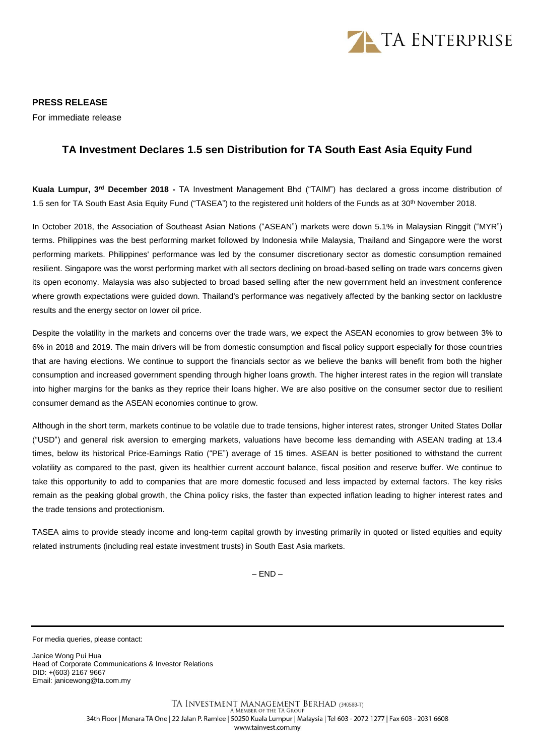TA ENTERPRISE

**PRESS RELEASE**

For immediate release

## TA Investment Declares 1.5 sen Distribution for TA South East Asia Equity Fund

**Kuala Lumpur, 3rd December 2018 -** TA Investment Management Bhd ("TAIM") has declared a gross income distribution of 1.5 sen for TA South East Asia Equity Fund ("TASEA") to the registered unit holders of the Funds as at 30th November 2018.

In October 2018, the Association of Southeast Asian Nations ("ASEAN") markets were down 5.1% in Malaysian Ringgit ("MYR") terms. Philippines was the best performing market followed by Indonesia while Malaysia, Thailand and Singapore were the worst performing markets. Philippines' performance was led by the consumer discretionary sector as domestic consumption remained resilient. Singapore was the worst performing market with all sectors declining on broad-based selling on trade wars concerns given its open economy. Malaysia was also subjected to broad based selling after the new government held an investment conference where growth expectations were guided down. Thailand's performance was negatively affected by the banking sector on lacklustre results and the energy sector on lower oil price.

Despite the volatility in the markets and concerns over the trade wars, we expect the ASEAN economies to grow between 3% to 6% in 2018 and 2019. The main drivers will be from domestic consumption and fiscal policy support especially for those countries that are having elections. We continue to support the financials sector as we believe the banks will benefit from both the higher consumption and increased government spending through higher loans growth. The higher interest rates in the region will translate into higher margins for the banks as they reprice their loans higher. We are also positive on the consumer sector due to resilient consumer demand as the ASEAN economies continue to grow.

Although in the short term, markets continue to be volatile due to trade tensions, higher interest rates, stronger United States Dollar ("USD") and general risk aversion to emerging markets, valuations have become less demanding with ASEAN trading at 13.4 times, below its historical Price-Earnings Ratio ("PE") average of 15 times. ASEAN is better positioned to withstand the current volatility as compared to the past, given its healthier current account balance, fiscal position and reserve buffer. We continue to take this opportunity to add to companies that are more domestic focused and less impacted by external factors. The key risks remain as the peaking global growth, the China policy risks, the faster than expected inflation leading to higher interest rates and the trade tensions and protectionism.

TASEA aims to provide steady income and long-term capital growth by investing primarily in quoted or listed equities and equity related instruments (including real estate investment trusts) in South East Asia markets.

– END –

---

For media queries, please contact:

Janice Wong Pui Hua
Head of Corporate Communications & Investor Relations
DID: +(603) 2167 9667
Email: janicewong@ta.com.my

TA INVESTMENT MANAGEMENT BERHAD (340588-T)
A MEMBER OF THE TA GROUP
34th Floor | Menara TA One | 22 Jalan P. Ramlee | 50250 Kuala Lumpur | Malaysia | Tel 603 - 2072 1277 | Fax 603 - 2031 6608
www.tainvest.com.my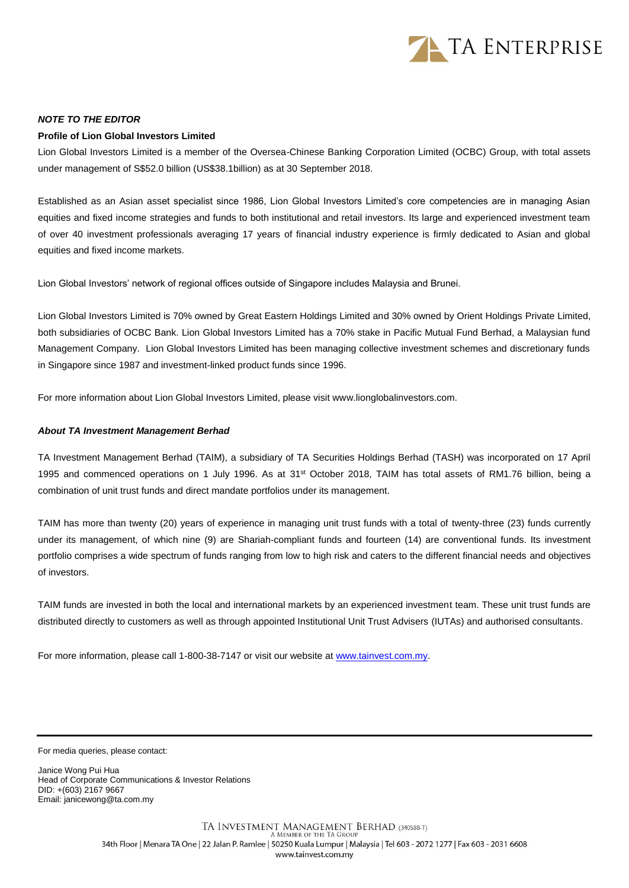***NOTE TO THE EDITOR***

**Profile of Lion Global Investors Limited**

Lion Global Investors Limited is a member of the Oversea-Chinese Banking Corporation Limited (OCBC) Group, with total assets under management of S$52.0 billion (US$38.1billion) as at 30 September 2018.

Established as an Asian asset specialist since 1986, Lion Global Investors Limited's core competencies are in managing Asian equities and fixed income strategies and funds to both institutional and retail investors. Its large and experienced investment team of over 40 investment professionals averaging 17 years of financial industry experience is firmly dedicated to Asian and global equities and fixed income markets.

Lion Global Investors' network of regional offices outside of Singapore includes Malaysia and Brunei.

Lion Global Investors Limited is 70% owned by Great Eastern Holdings Limited and 30% owned by Orient Holdings Private Limited, both subsidiaries of OCBC Bank. Lion Global Investors Limited has a 70% stake in Pacific Mutual Fund Berhad, a Malaysian fund Management Company. Lion Global Investors Limited has been managing collective investment schemes and discretionary funds in Singapore since 1987 and investment-linked product funds since 1996.

For more information about Lion Global Investors Limited, please visit www.lionglobalinvestors.com.

***About TA Investment Management Berhad***

TA Investment Management Berhad (TAIM), a subsidiary of TA Securities Holdings Berhad (TASH) was incorporated on 17 April 1995 and commenced operations on 1 July 1996. As at 31st October 2018, TAIM has total assets of RM1.76 billion, being a combination of unit trust funds and direct mandate portfolios under its management.

TAIM has more than twenty (20) years of experience in managing unit trust funds with a total of twenty-three (23) funds currently under its management, of which nine (9) are Shariah-compliant funds and fourteen (14) are conventional funds. Its investment portfolio comprises a wide spectrum of funds ranging from low to high risk and caters to the different financial needs and objectives of investors.

TAIM funds are invested in both the local and international markets by an experienced investment team. These unit trust funds are distributed directly to customers as well as through appointed Institutional Unit Trust Advisers (IUTAs) and authorised consultants.

For more information, please call 1-800-38-7147 or visit our website at www.tainvest.com.my.

---

For media queries, please contact:

Janice Wong Pui Hua
Head of Corporate Communications & Investor Relations
DID: +(603) 2167 9667
Email: janicewong@ta.com.my